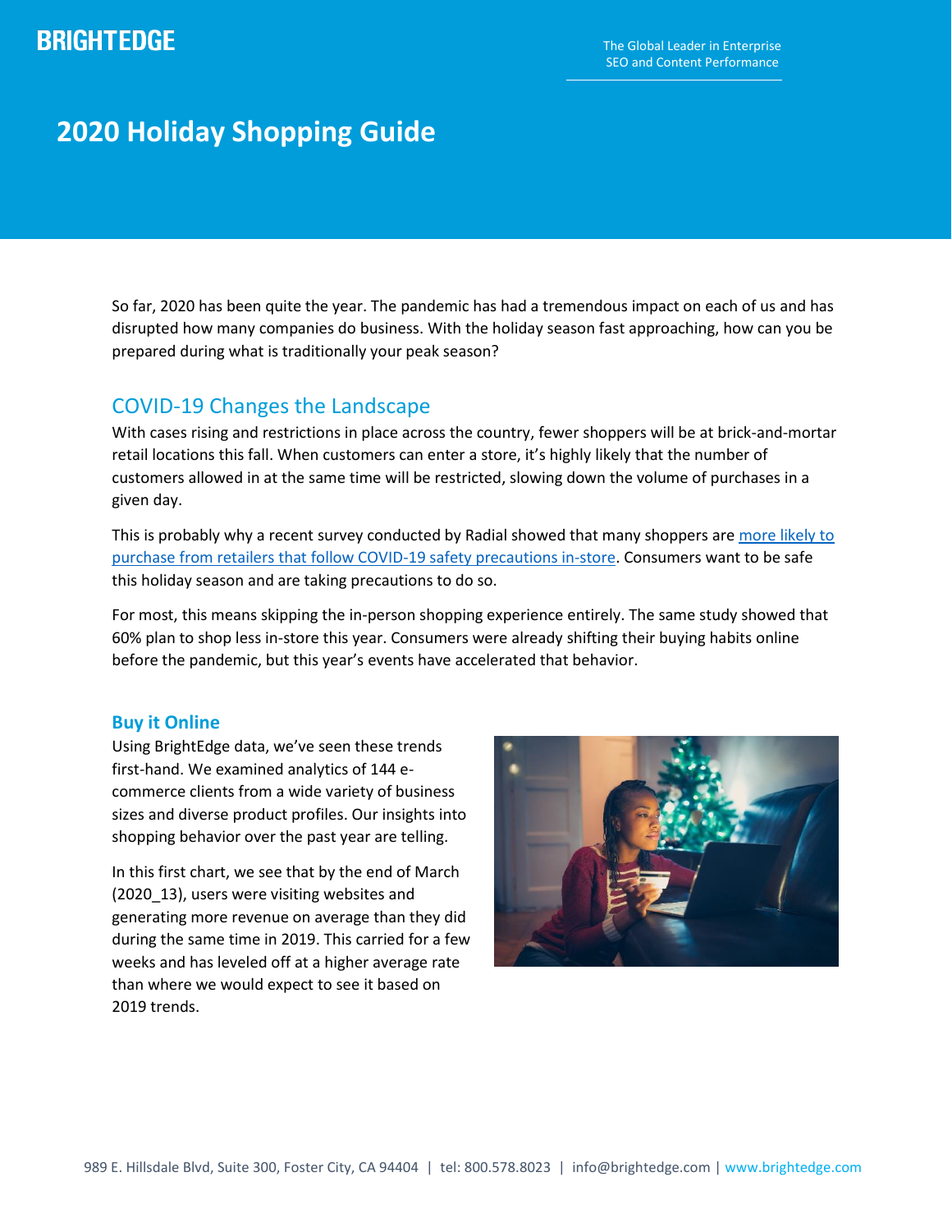# 2020 Holiday Shopping Guide

So far, 2020 has been quite the year. The pandemic has had a tremendous impact on each of us and has disrupted how many companies do business. With the holiday season fast approaching, how can you be prepared during what is traditionally your peak season?

## COVID-19 Changes the Landscape

With cases rising and restrictions in place across the country, fewer shoppers will be at brick-and-mortar retail locations this fall. When customers can enter a store, it's highly likely that the number of customers allowed in at the same time will be restricted, slowing down the volume of purchases in a given day.

This is probably why a recent survey conducted by Radial showed that many shoppers are more likely to purchase from retailers that follow COVID-19 safety precautions in-store. Consumers want to be safe this holiday season and are taking precautions to do so.

For most, this means skipping the in-person shopping experience entirely. The same study showed that 60% plan to shop less in-store this year. Consumers were already shifting their buying habits online before the pandemic, but this year's events have accelerated that behavior.

### Buy it Online

Using BrightEdge data, we've seen these trends first-hand. We examined analytics of 144 e-commerce clients from a wide variety of business sizes and diverse product profiles. Our insights into shopping behavior over the past year are telling.

In this first chart, we see that by the end of March (2020_13), users were visiting websites and generating more revenue on average than they did during the same time in 2019. This carried for a few weeks and has leveled off at a higher average rate than where we would expect to see it based on 2019 trends.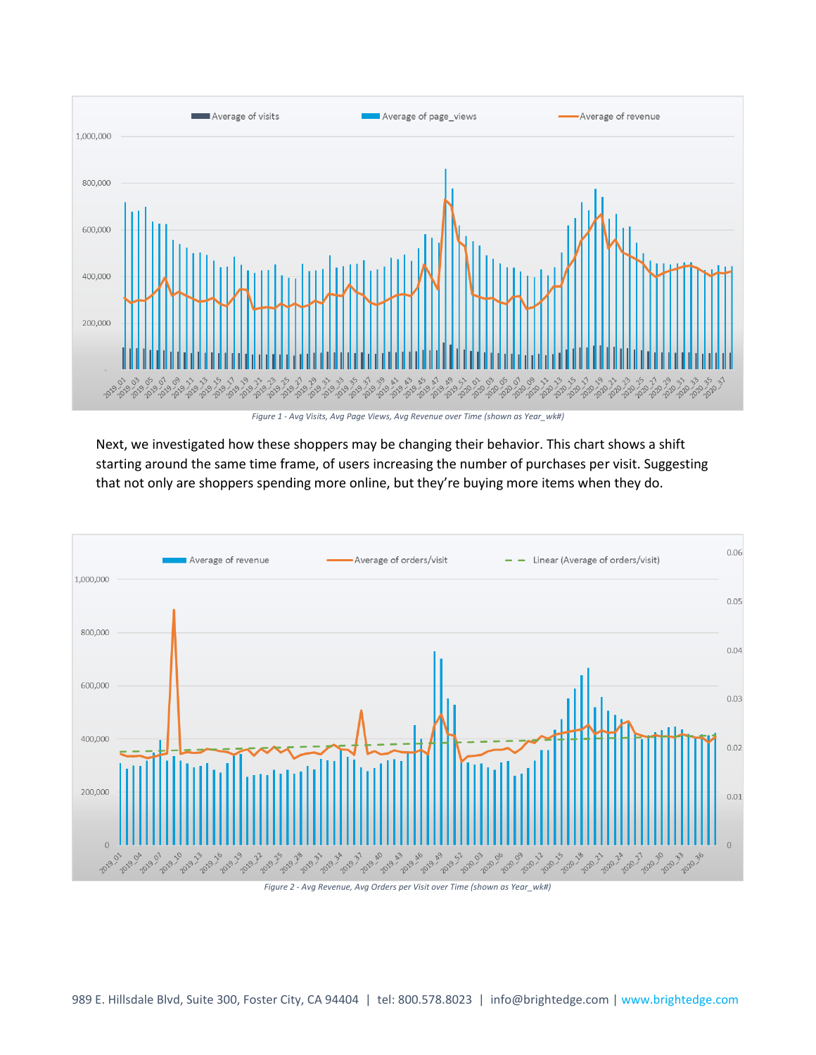*Figure 1 - Avg Visits, Avg Page Views, Avg Revenue over Time (shown as Year_wk#)*

Next, we investigated how these shoppers may be changing their behavior. This chart shows a shift starting around the same time frame, of users increasing the number of purchases per visit. Suggesting that not only are shoppers spending more online, but they're buying more items when they do.

*Figure 2 - Avg Revenue, Avg Orders per Visit over Time (shown as Year_wk#)*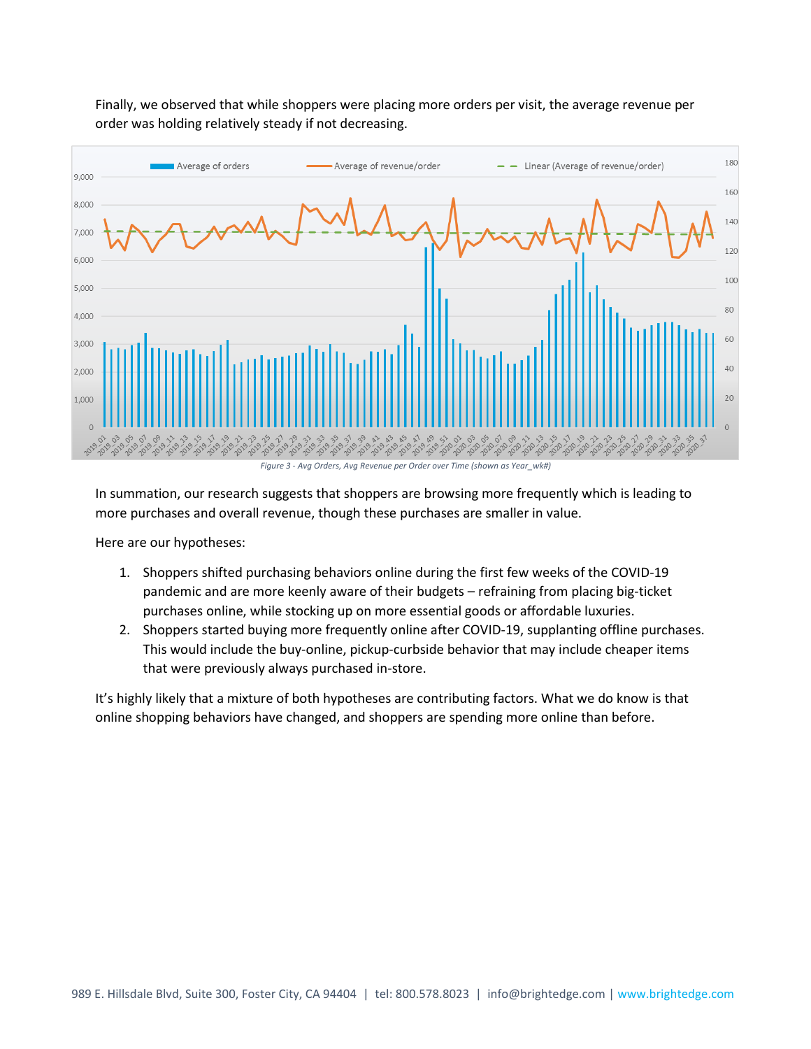Finally, we observed that while shoppers were placing more orders per visit, the average revenue per order was holding relatively steady if not decreasing.

*Figure 3 - Avg Orders, Avg Revenue per Order over Time (shown as Year_wk#)*

In summation, our research suggests that shoppers are browsing more frequently which is leading to more purchases and overall revenue, though these purchases are smaller in value.

Here are our hypotheses:

1. Shoppers shifted purchasing behaviors online during the first few weeks of the COVID-19 pandemic and are more keenly aware of their budgets – refraining from placing big-ticket purchases online, while stocking up on more essential goods or affordable luxuries.
2. Shoppers started buying more frequently online after COVID-19, supplanting offline purchases. This would include the buy-online, pickup-curbside behavior that may include cheaper items that were previously always purchased in-store.

It's highly likely that a mixture of both hypotheses are contributing factors. What we do know is that online shopping behaviors have changed, and shoppers are spending more online than before.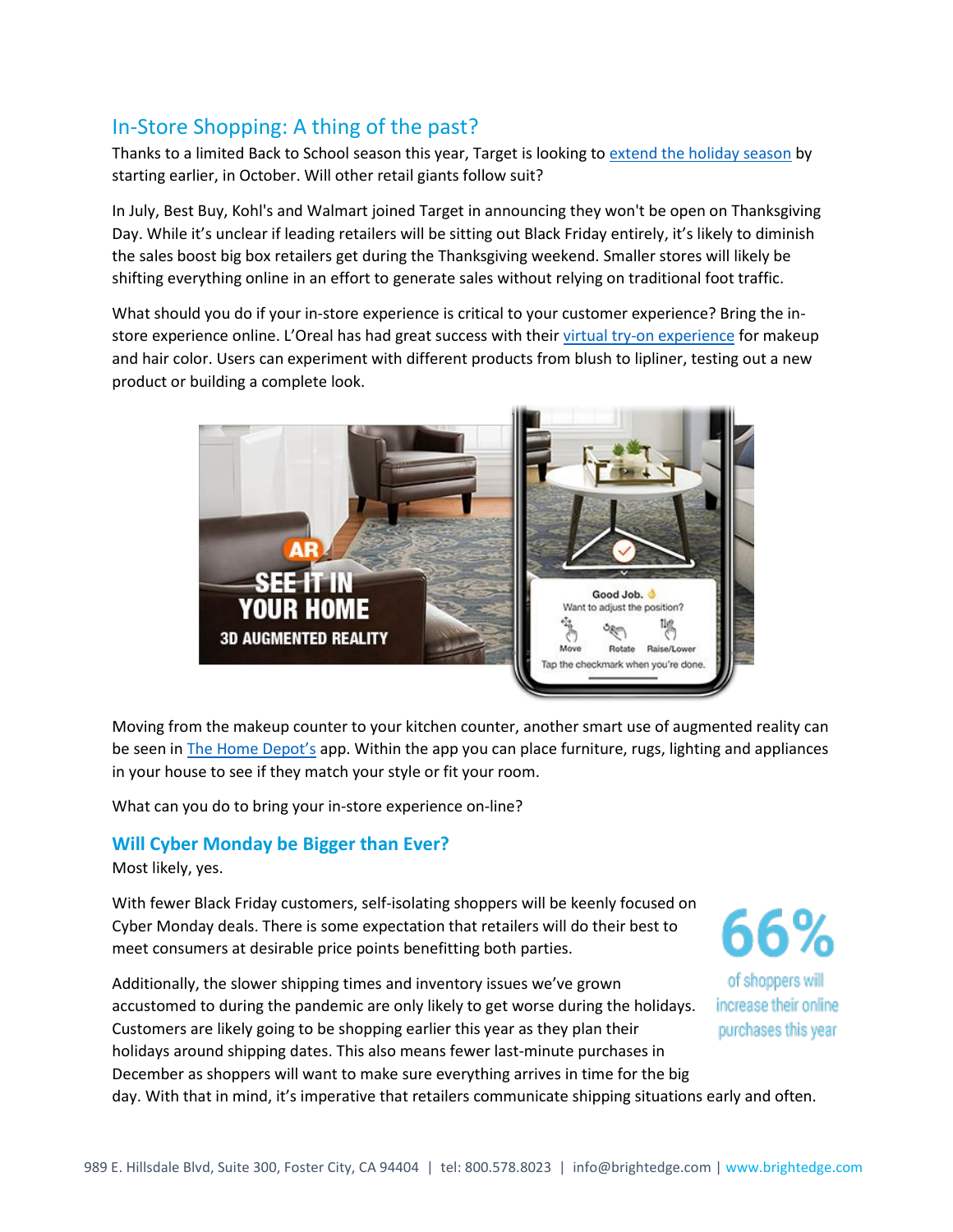## In-Store Shopping: A thing of the past?

Thanks to a limited Back to School season this year, Target is looking to [extend the holiday season] by starting earlier, in October. Will other retail giants follow suit?

In July, Best Buy, Kohl's and Walmart joined Target in announcing they won't be open on Thanksgiving Day. While it's unclear if leading retailers will be sitting out Black Friday entirely, it's likely to diminish the sales boost big box retailers get during the Thanksgiving weekend. Smaller stores will likely be shifting everything online in an effort to generate sales without relying on traditional foot traffic.

What should you do if your in-store experience is critical to your customer experience? Bring the in-store experience online. L'Oreal has had great success with their [virtual try-on experience] for makeup and hair color. Users can experiment with different products from blush to lipliner, testing out a new product or building a complete look.

Moving from the makeup counter to your kitchen counter, another smart use of augmented reality can be seen in [The Home Depot's] app. Within the app you can place furniture, rugs, lighting and appliances in your house to see if they match your style or fit your room.

What can you do to bring your in-store experience on-line?

## Will Cyber Monday be Bigger than Ever?

Most likely, yes.

With fewer Black Friday customers, self-isolating shoppers will be keenly focused on Cyber Monday deals. There is some expectation that retailers will do their best to meet consumers at desirable price points benefitting both parties.

**66%** of shoppers will increase their online purchases this year

Additionally, the slower shipping times and inventory issues we've grown accustomed to during the pandemic are only likely to get worse during the holidays. Customers are likely going to be shopping earlier this year as they plan their holidays around shipping dates. This also means fewer last-minute purchases in December as shoppers will want to make sure everything arrives in time for the big day. With that in mind, it's imperative that retailers communicate shipping situations early and often.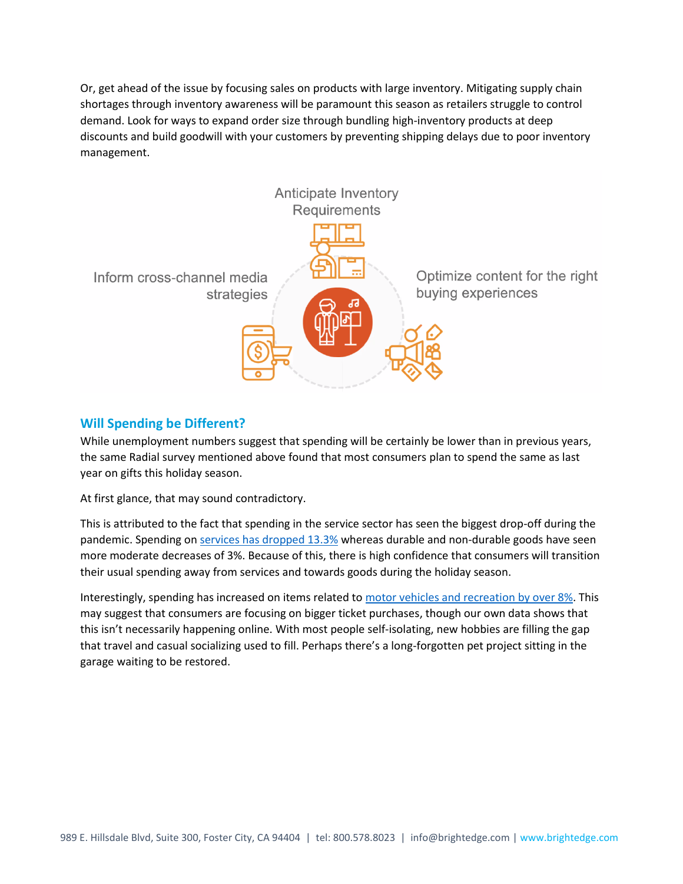Or, get ahead of the issue by focusing sales on products with large inventory. Mitigating supply chain shortages through inventory awareness will be paramount this season as retailers struggle to control demand. Look for ways to expand order size through bundling high-inventory products at deep discounts and build goodwill with your customers by preventing shipping delays due to poor inventory management.

Anticipate Inventory Requirements

Inform cross-channel media strategies

Optimize content for the right buying experiences

## Will Spending be Different?

While unemployment numbers suggest that spending will be certainly be lower than in previous years, the same Radial survey mentioned above found that most consumers plan to spend the same as last year on gifts this holiday season.

At first glance, that may sound contradictory.

This is attributed to the fact that spending in the service sector has seen the biggest drop-off during the pandemic. Spending on services has dropped 13.3% whereas durable and non-durable goods have seen more moderate decreases of 3%. Because of this, there is high confidence that consumers will transition their usual spending away from services and towards goods during the holiday season.

Interestingly, spending has increased on items related to motor vehicles and recreation by over 8%. This may suggest that consumers are focusing on bigger ticket purchases, though our own data shows that this isn't necessarily happening online. With most people self-isolating, new hobbies are filling the gap that travel and casual socializing used to fill. Perhaps there's a long-forgotten pet project sitting in the garage waiting to be restored.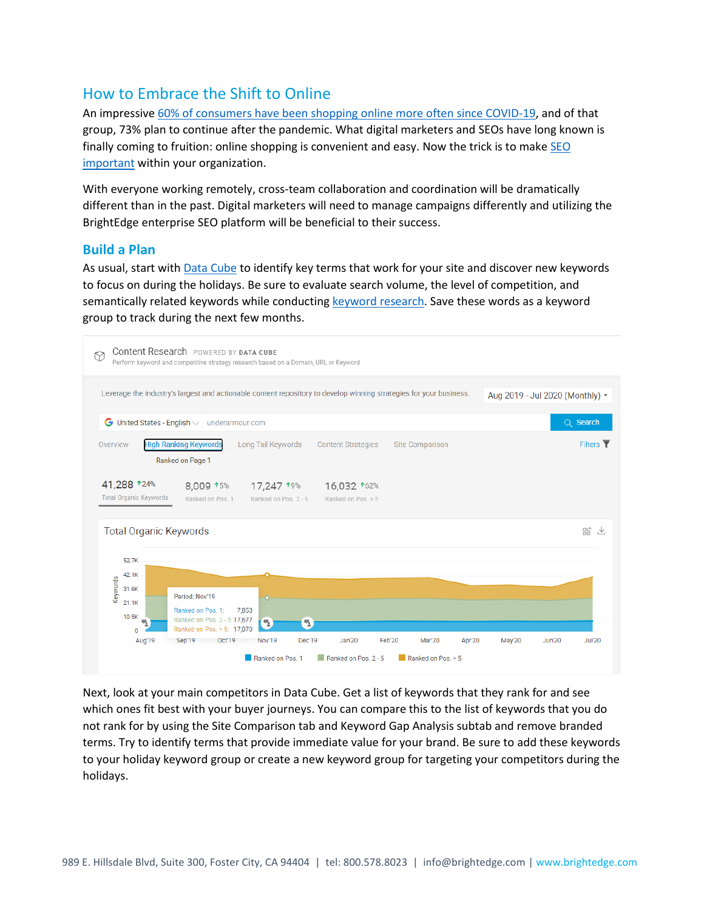## How to Embrace the Shift to Online

An impressive 60% of consumers have been shopping online more often since COVID-19, and of that group, 73% plan to continue after the pandemic. What digital marketers and SEOs have long known is finally coming to fruition: online shopping is convenient and easy. Now the trick is to make SEO important within your organization.

With everyone working remotely, cross-team collaboration and coordination will be dramatically different than in the past. Digital marketers will need to manage campaigns differently and utilizing the BrightEdge enterprise SEO platform will be beneficial to their success.

### Build a Plan

As usual, start with Data Cube to identify key terms that work for your site and discover new keywords to focus on during the holidays. Be sure to evaluate search volume, the level of competition, and semantically related keywords while conducting keyword research. Save these words as a keyword group to track during the next few months.

Next, look at your main competitors in Data Cube. Get a list of keywords that they rank for and see which ones fit best with your buyer journeys. You can compare this to the list of keywords that you do not rank for by using the Site Comparison tab and Keyword Gap Analysis subtab and remove branded terms. Try to identify terms that provide immediate value for your brand. Be sure to add these keywords to your holiday keyword group or create a new keyword group for targeting your competitors during the holidays.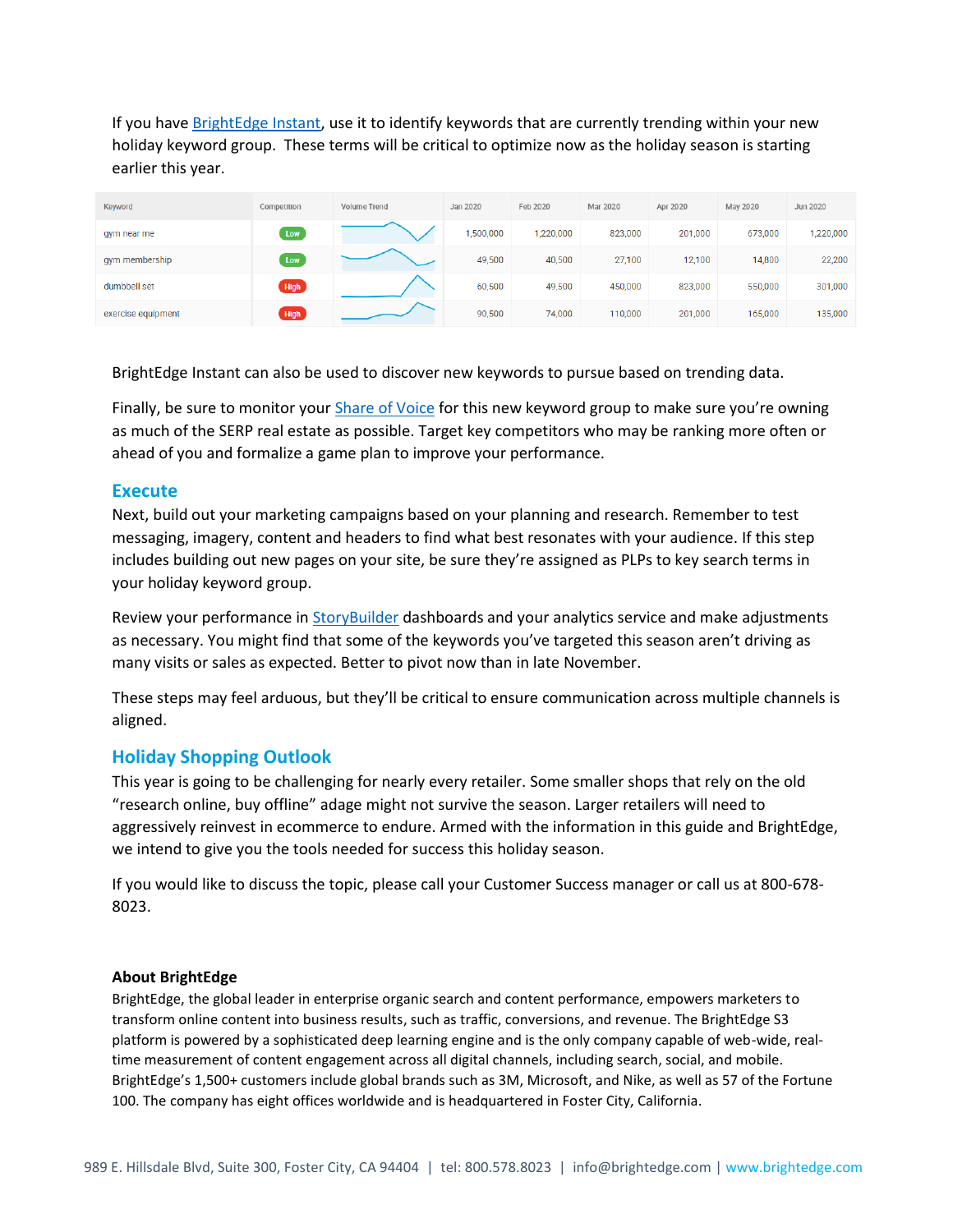If you have BrightEdge Instant, use it to identify keywords that are currently trending within your new holiday keyword group. These terms will be critical to optimize now as the holiday season is starting earlier this year.

| Keyword | Competition | Volume Trend | Jan 2020 | Feb 2020 | Mar 2020 | Apr 2020 | May 2020 | Jun 2020 |
|---|---|---|---|---|---|---|---|---|
| gym near me | Low | | 1,500,000 | 1,220,000 | 823,000 | 201,000 | 673,000 | 1,220,000 |
| gym membership | Low | | 49,500 | 40,500 | 27,100 | 12,100 | 14,800 | 22,200 |
| dumbbell set | High | | 60,500 | 49,500 | 450,000 | 823,000 | 550,000 | 301,000 |
| exercise equipment | High | | 90,500 | 74,000 | 110,000 | 201,000 | 165,000 | 135,000 |

BrightEdge Instant can also be used to discover new keywords to pursue based on trending data.

Finally, be sure to monitor your Share of Voice for this new keyword group to make sure you're owning as much of the SERP real estate as possible. Target key competitors who may be ranking more often or ahead of you and formalize a game plan to improve your performance.

## Execute

Next, build out your marketing campaigns based on your planning and research. Remember to test messaging, imagery, content and headers to find what best resonates with your audience. If this step includes building out new pages on your site, be sure they're assigned as PLPs to key search terms in your holiday keyword group.

Review your performance in StoryBuilder dashboards and your analytics service and make adjustments as necessary. You might find that some of the keywords you've targeted this season aren't driving as many visits or sales as expected. Better to pivot now than in late November.

These steps may feel arduous, but they'll be critical to ensure communication across multiple channels is aligned.

## Holiday Shopping Outlook

This year is going to be challenging for nearly every retailer. Some smaller shops that rely on the old "research online, buy offline" adage might not survive the season. Larger retailers will need to aggressively reinvest in ecommerce to endure. Armed with the information in this guide and BrightEdge, we intend to give you the tools needed for success this holiday season.

If you would like to discuss the topic, please call your Customer Success manager or call us at 800-678-8023.

**About BrightEdge**

BrightEdge, the global leader in enterprise organic search and content performance, empowers marketers to transform online content into business results, such as traffic, conversions, and revenue. The BrightEdge S3 platform is powered by a sophisticated deep learning engine and is the only company capable of web-wide, real-time measurement of content engagement across all digital channels, including search, social, and mobile. BrightEdge's 1,500+ customers include global brands such as 3M, Microsoft, and Nike, as well as 57 of the Fortune 100. The company has eight offices worldwide and is headquartered in Foster City, California.

989 E. Hillsdale Blvd, Suite 300, Foster City, CA 94404 | tel: 800.578.8023 | info@brightedge.com | www.brightedge.com